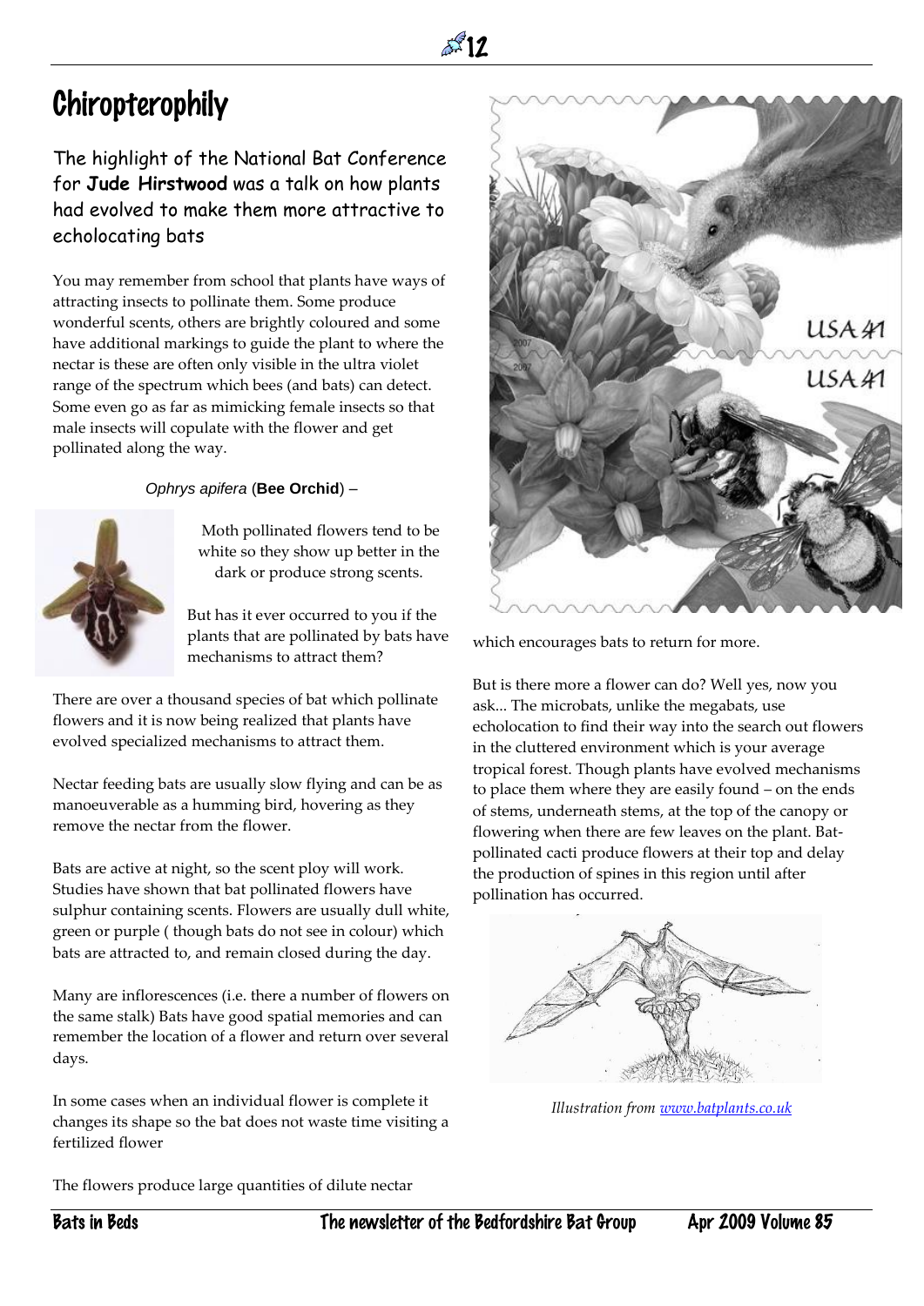# Chiropterophily

The highlight of the National Bat Conference for **Jude Hirstwood** was a talk on how plants had evolved to make them more attractive to echolocating bats

You may remember from school that plants have ways of attracting insects to pollinate them. Some produce wonderful scents, others are brightly coloured and some have additional markings to guide the plant to where the nectar is these are often only visible in the ultra violet range of the spectrum which bees (and bats) can detect. Some even go as far as mimicking female insects so that male insects will copulate with the flower and get pollinated along the way.

*Ophrys apifera* (**Bee Orchid**) –

Moth pollinated flowers tend to be white so they show up better in the dark or produce strong scents.

But has it ever occurred to you if the plants that are pollinated by bats have mechanisms to attract them?

There are over a thousand species of bat which pollinate flowers and it is now being realized that plants have evolved specialized mechanisms to attract them.

Nectar feeding bats are usually slow flying and can be as manoeuverable as a humming bird, hovering as they remove the nectar from the flower.

Bats are active at night, so the scent ploy will work. Studies have shown that bat pollinated flowers have sulphur containing scents. Flowers are usually dull white, green or purple ( though bats do not see in colour) which bats are attracted to, and remain closed during the day.

Many are inflorescences (i.e. there a number of flowers on the same stalk) Bats have good spatial memories and can remember the location of a flower and return over several days.

In some cases when an individual flower is complete it changes its shape so the bat does not waste time visiting a fertilized flower

The flowers produce large quantities of dilute nectar which encourages bats to return for more.

But is there more a flower can do? Well yes, now you ask... The microbats, unlike the megabats, use echolocation to find their way into the search out flowers in the cluttered environment which is your average tropical forest. Though plants have evolved mechanisms to place them where they are easily found – on the ends of stems, underneath stems, at the top of the canopy or flowering when there are few leaves on the plant. Bat-pollinated cacti produce flowers at their top and delay the production of spines in this region until after pollination has occurred.

*Illustration from www.batplants.co.uk*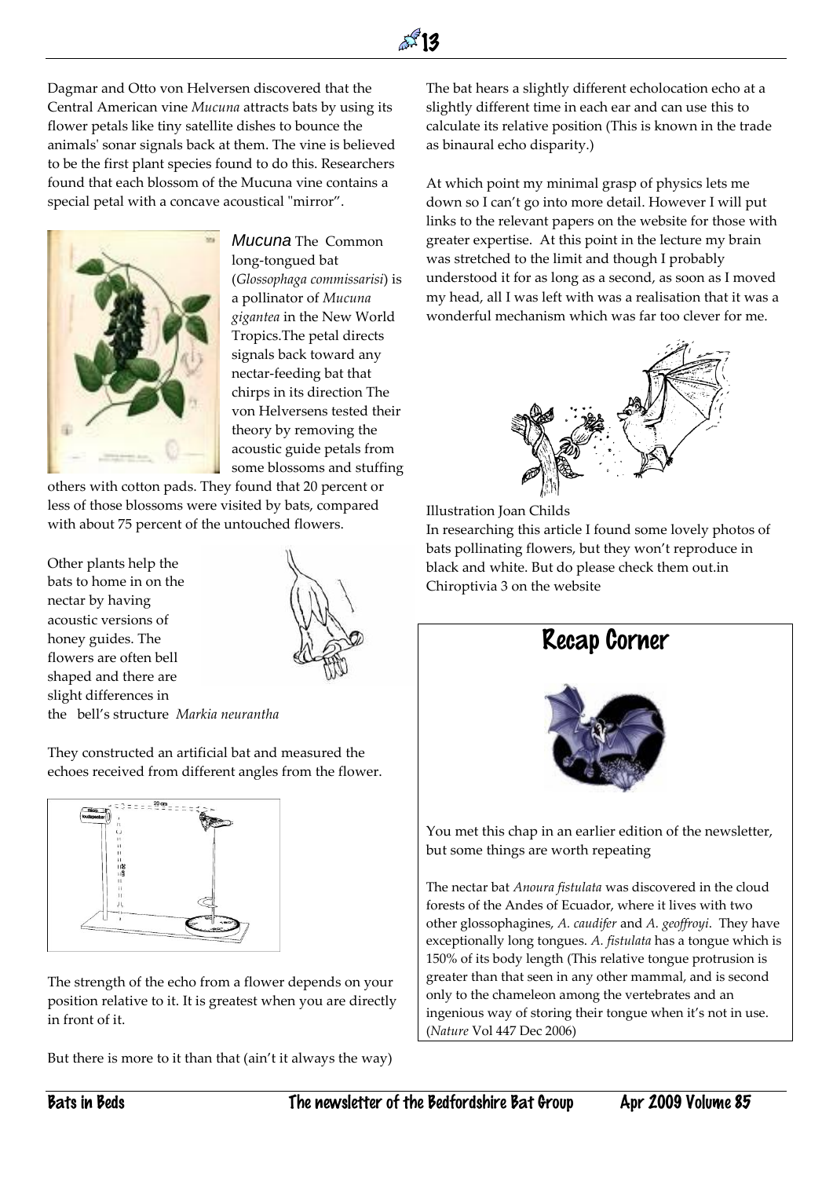Dagmar and Otto von Helversen discovered that the Central American vine *Mucuna* attracts bats by using its flower petals like tiny satellite dishes to bounce the animals' sonar signals back at them. The vine is believed to be the first plant species found to do this. Researchers found that each blossom of the Mucuna vine contains a special petal with a concave acoustical "mirror".

*Mucuna* The Common long-tongued bat (*Glossophaga commissarisi*) is a pollinator of *Mucuna gigantea* in the New World Tropics.The petal directs signals back toward any nectar-feeding bat that chirps in its direction The von Helversens tested their theory by removing the acoustic guide petals from some blossoms and stuffing others with cotton pads. They found that 20 percent or less of those blossoms were visited by bats, compared with about 75 percent of the untouched flowers.

Other plants help the bats to home in on the nectar by having acoustic versions of honey guides. The flowers are often bell shaped and there are slight differences in the bell's structure *Markia neurantha*

They constructed an artificial bat and measured the echoes received from different angles from the flower.

20 cm

The strength of the echo from a flower depends on your position relative to it. It is greatest when you are directly in front of it.

But there is more to it than that (ain't it always the way)

The bat hears a slightly different echolocation echo at a slightly different time in each ear and can use this to calculate its relative position (This is known in the trade as binaural echo disparity.)

At which point my minimal grasp of physics lets me down so I can't go into more detail. However I will put links to the relevant papers on the website for those with greater expertise. At this point in the lecture my brain was stretched to the limit and though I probably understood it for as long as a second, as soon as I moved my head, all I was left with was a realisation that it was a wonderful mechanism which was far too clever for me.

Illustration Joan Childs

In researching this article I found some lovely photos of bats pollinating flowers, but they won't reproduce in black and white. But do please check them out.in Chiroptivia 3 on the website

## Recap Corner

You met this chap in an earlier edition of the newsletter, but some things are worth repeating

The nectar bat *Anoura fistulata* was discovered in the cloud forests of the Andes of Ecuador, where it lives with two other glossophagines, *A. caudifer* and *A. geoffroyi*. They have exceptionally long tongues. *A. fistulata* has a tongue which is 150% of its body length (This relative tongue protrusion is greater than that seen in any other mammal, and is second only to the chameleon among the vertebrates and an ingenious way of storing their tongue when it's not in use. (*Nature* Vol 447 Dec 2006)